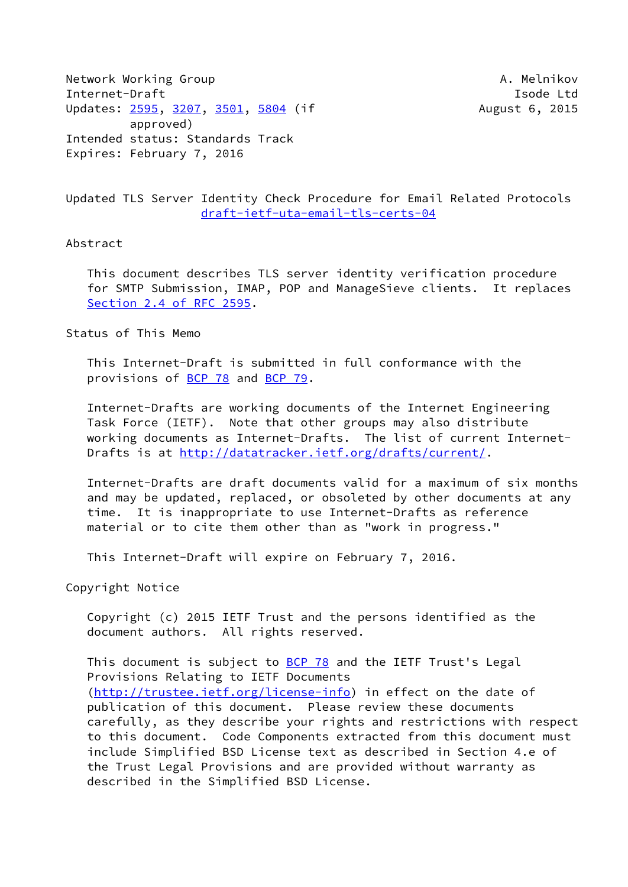Network Working Group A. Melnikov
Internet-Draft Isode Ltd
Updates: 2595, 3207, 3501, 5804 (if approved) August 6, 2015
Intended status: Standards Track
Expires: February 7, 2016

# Updated TLS Server Identity Check Procedure for Email Related Protocols
draft-ietf-uta-email-tls-certs-04

## Abstract

This document describes TLS server identity verification procedure for SMTP Submission, IMAP, POP and ManageSieve clients. It replaces Section 2.4 of RFC 2595.

## Status of This Memo

This Internet-Draft is submitted in full conformance with the provisions of BCP 78 and BCP 79.

Internet-Drafts are working documents of the Internet Engineering Task Force (IETF). Note that other groups may also distribute working documents as Internet-Drafts. The list of current Internet-Drafts is at http://datatracker.ietf.org/drafts/current/.

Internet-Drafts are draft documents valid for a maximum of six months and may be updated, replaced, or obsoleted by other documents at any time. It is inappropriate to use Internet-Drafts as reference material or to cite them other than as "work in progress."

This Internet-Draft will expire on February 7, 2016.

## Copyright Notice

Copyright (c) 2015 IETF Trust and the persons identified as the document authors. All rights reserved.

This document is subject to BCP 78 and the IETF Trust's Legal Provisions Relating to IETF Documents (http://trustee.ietf.org/license-info) in effect on the date of publication of this document. Please review these documents carefully, as they describe your rights and restrictions with respect to this document. Code Components extracted from this document must include Simplified BSD License text as described in Section 4.e of the Trust Legal Provisions and are provided without warranty as described in the Simplified BSD License.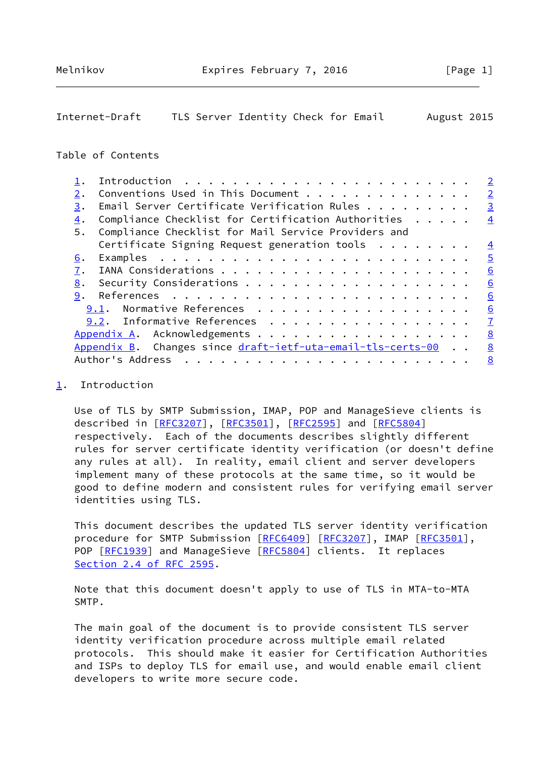Table of Contents

1. Introduction . . . . . . . . . . . . . . . . . . . . . . . . 2
2. Conventions Used in This Document . . . . . . . . . . . . . . 2
3. Email Server Certificate Verification Rules . . . . . . . . . 3
4. Compliance Checklist for Certification Authorities . . . . . 4
5. Compliance Checklist for Mail Service Providers and Certificate Signing Request generation tools . . . . . . . . 4
6. Examples . . . . . . . . . . . . . . . . . . . . . . . . . . 5
7. IANA Considerations . . . . . . . . . . . . . . . . . . . . . 6
8. Security Considerations . . . . . . . . . . . . . . . . . . . 6
9. References . . . . . . . . . . . . . . . . . . . . . . . . . 6
   9.1. Normative References . . . . . . . . . . . . . . . . . . 6
   9.2. Informative References . . . . . . . . . . . . . . . . . 7
Appendix A. Acknowledgements . . . . . . . . . . . . . . . . . . 8
Appendix B. Changes since draft-ietf-uta-email-tls-certs-00 . . 8
Author's Address . . . . . . . . . . . . . . . . . . . . . . . . 8

## 1. Introduction

Use of TLS by SMTP Submission, IMAP, POP and ManageSieve clients is described in [RFC3207], [RFC3501], [RFC2595] and [RFC5804] respectively. Each of the documents describes slightly different rules for server certificate identity verification (or doesn't define any rules at all). In reality, email client and server developers implement many of these protocols at the same time, so it would be good to define modern and consistent rules for verifying email server identities using TLS.

This document describes the updated TLS server identity verification procedure for SMTP Submission [RFC6409] [RFC3207], IMAP [RFC3501], POP [RFC1939] and ManageSieve [RFC5804] clients. It replaces Section 2.4 of RFC 2595.

Note that this document doesn't apply to use of TLS in MTA-to-MTA SMTP.

The main goal of the document is to provide consistent TLS server identity verification procedure across multiple email related protocols. This should make it easier for Certification Authorities and ISPs to deploy TLS for email use, and would enable email client developers to write more secure code.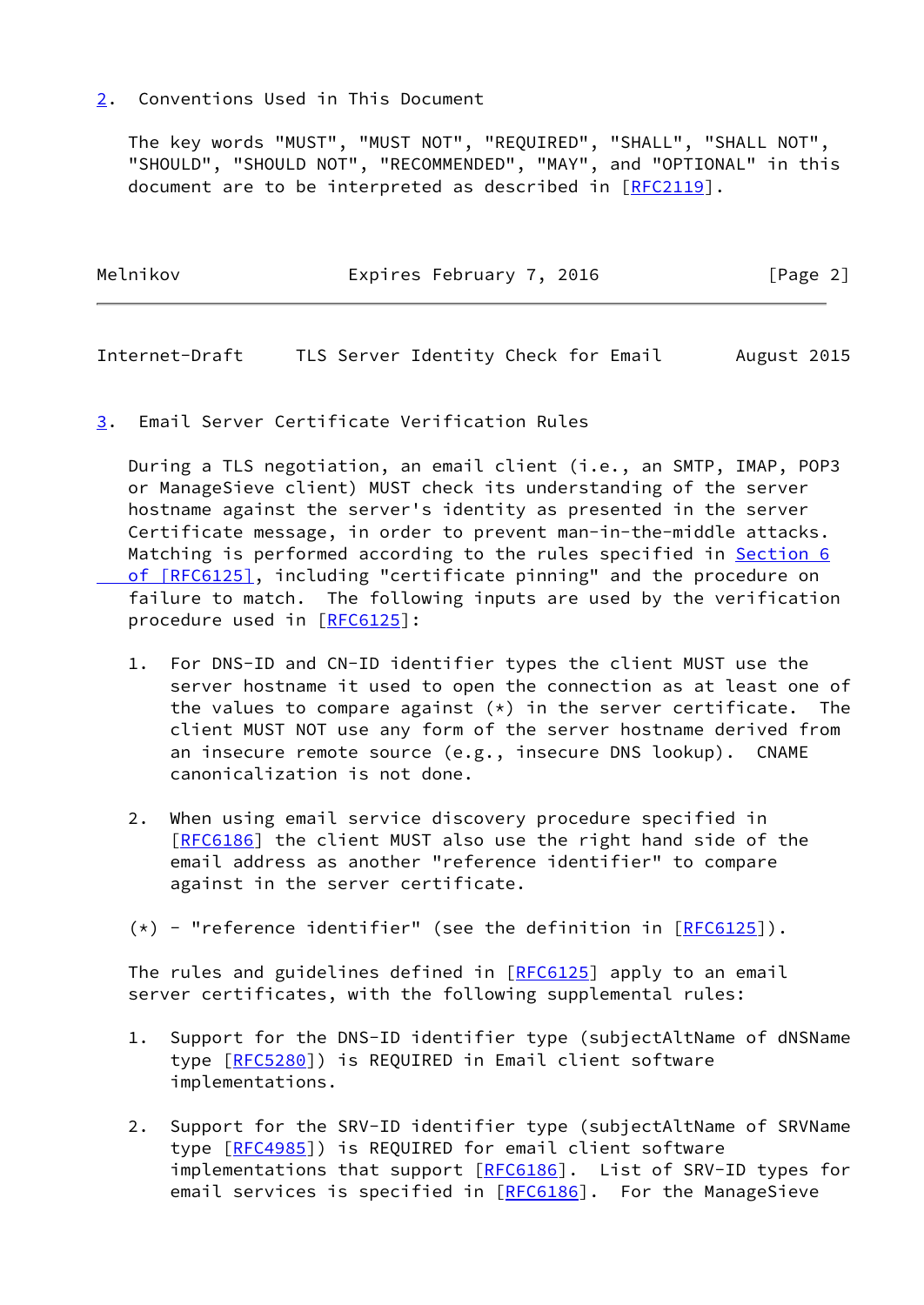## 2. Conventions Used in This Document

The key words "MUST", "MUST NOT", "REQUIRED", "SHALL", "SHALL NOT", "SHOULD", "SHOULD NOT", "RECOMMENDED", "MAY", and "OPTIONAL" in this document are to be interpreted as described in [RFC2119].

## 3. Email Server Certificate Verification Rules

During a TLS negotiation, an email client (i.e., an SMTP, IMAP, POP3 or ManageSieve client) MUST check its understanding of the server hostname against the server's identity as presented in the server Certificate message, in order to prevent man-in-the-middle attacks. Matching is performed according to the rules specified in Section 6 of [RFC6125], including "certificate pinning" and the procedure on failure to match. The following inputs are used by the verification procedure used in [RFC6125]:

1. For DNS-ID and CN-ID identifier types the client MUST use the server hostname it used to open the connection as at least one of the values to compare against (*) in the server certificate. The client MUST NOT use any form of the server hostname derived from an insecure remote source (e.g., insecure DNS lookup). CNAME canonicalization is not done.

2. When using email service discovery procedure specified in [RFC6186] the client MUST also use the right hand side of the email address as another "reference identifier" to compare against in the server certificate.

(*) - "reference identifier" (see the definition in [RFC6125]).

The rules and guidelines defined in [RFC6125] apply to an email server certificates, with the following supplemental rules:

1. Support for the DNS-ID identifier type (subjectAltName of dNSName type [RFC5280]) is REQUIRED in Email client software implementations.

2. Support for the SRV-ID identifier type (subjectAltName of SRVName type [RFC4985]) is REQUIRED for email client software implementations that support [RFC6186]. List of SRV-ID types for email services is specified in [RFC6186]. For the ManageSieve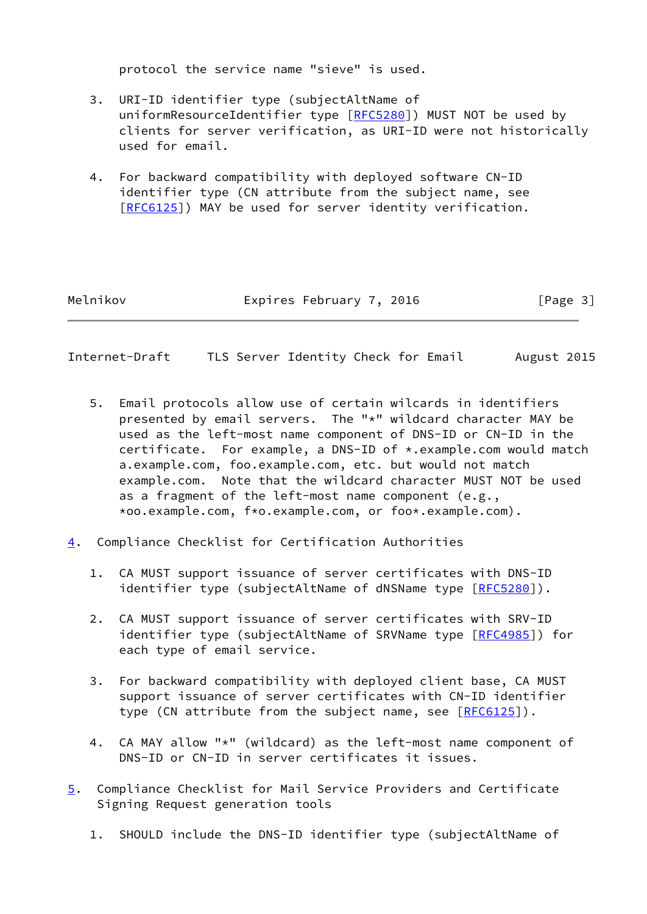protocol the service name "sieve" is used.

3. URI-ID identifier type (subjectAltName of uniformResourceIdentifier type [RFC5280]) MUST NOT be used by clients for server verification, as URI-ID were not historically used for email.

4. For backward compatibility with deployed software CN-ID identifier type (CN attribute from the subject name, see [RFC6125]) MAY be used for server identity verification.

5. Email protocols allow use of certain wilcards in identifiers presented by email servers. The "*" wildcard character MAY be used as the left-most name component of DNS-ID or CN-ID in the certificate. For example, a DNS-ID of *.example.com would match a.example.com, foo.example.com, etc. but would not match example.com. Note that the wildcard character MUST NOT be used as a fragment of the left-most name component (e.g., *oo.example.com, f*o.example.com, or foo*.example.com).

## 4. Compliance Checklist for Certification Authorities

1. CA MUST support issuance of server certificates with DNS-ID identifier type (subjectAltName of dNSName type [RFC5280]).

2. CA MUST support issuance of server certificates with SRV-ID identifier type (subjectAltName of SRVName type [RFC4985]) for each type of email service.

3. For backward compatibility with deployed client base, CA MUST support issuance of server certificates with CN-ID identifier type (CN attribute from the subject name, see [RFC6125]).

4. CA MAY allow "*" (wildcard) as the left-most name component of DNS-ID or CN-ID in server certificates it issues.

## 5. Compliance Checklist for Mail Service Providers and Certificate Signing Request generation tools

1. SHOULD include the DNS-ID identifier type (subjectAltName of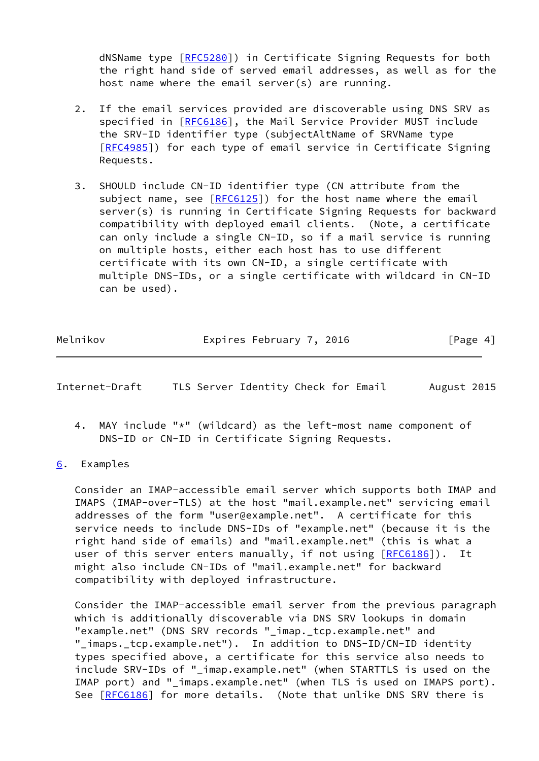dNSName type [RFC5280]) in Certificate Signing Requests for both the right hand side of served email addresses, as well as for the host name where the email server(s) are running.

2. If the email services provided are discoverable using DNS SRV as specified in [RFC6186], the Mail Service Provider MUST include the SRV-ID identifier type (subjectAltName of SRVName type [RFC4985]) for each type of email service in Certificate Signing Requests.

3. SHOULD include CN-ID identifier type (CN attribute from the subject name, see [RFC6125]) for the host name where the email server(s) is running in Certificate Signing Requests for backward compatibility with deployed email clients. (Note, a certificate can only include a single CN-ID, so if a mail service is running on multiple hosts, either each host has to use different certificate with its own CN-ID, a single certificate with multiple DNS-IDs, or a single certificate with wildcard in CN-ID can be used).

4. MAY include "*" (wildcard) as the left-most name component of DNS-ID or CN-ID in Certificate Signing Requests.

## 6. Examples

Consider an IMAP-accessible email server which supports both IMAP and IMAPS (IMAP-over-TLS) at the host "mail.example.net" servicing email addresses of the form "user@example.net". A certificate for this service needs to include DNS-IDs of "example.net" (because it is the right hand side of emails) and "mail.example.net" (this is what a user of this server enters manually, if not using [RFC6186]). It might also include CN-IDs of "mail.example.net" for backward compatibility with deployed infrastructure.

Consider the IMAP-accessible email server from the previous paragraph which is additionally discoverable via DNS SRV lookups in domain "example.net" (DNS SRV records "_imap._tcp.example.net" and "_imaps._tcp.example.net"). In addition to DNS-ID/CN-ID identity types specified above, a certificate for this service also needs to include SRV-IDs of "_imap.example.net" (when STARTTLS is used on the IMAP port) and "_imaps.example.net" (when TLS is used on IMAPS port). See [RFC6186] for more details. (Note that unlike DNS SRV there is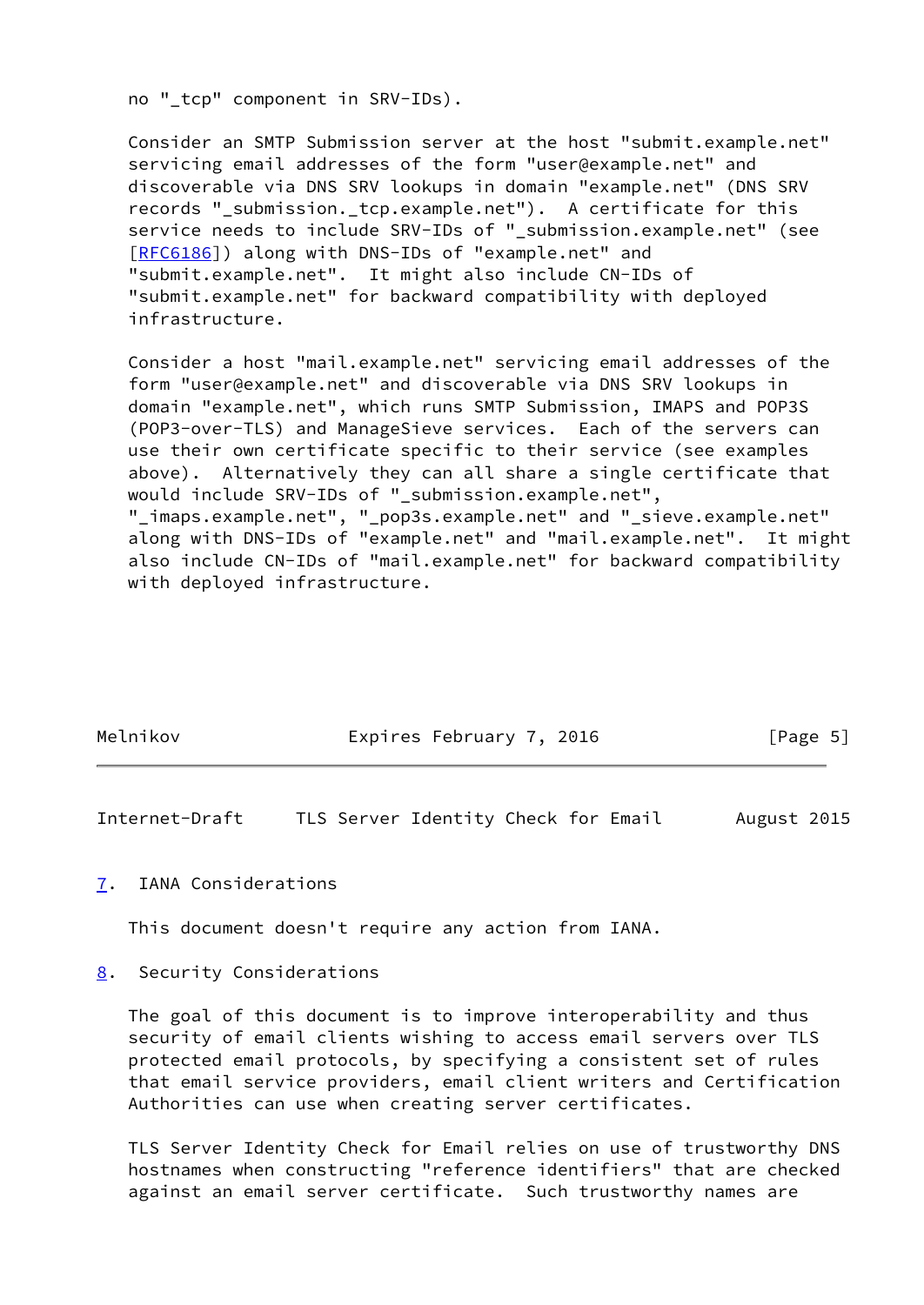no "_tcp" component in SRV-IDs).

Consider an SMTP Submission server at the host "submit.example.net" servicing email addresses of the form "user@example.net" and discoverable via DNS SRV lookups in domain "example.net" (DNS SRV records "_submission._tcp.example.net"). A certificate for this service needs to include SRV-IDs of "_submission.example.net" (see [RFC6186]) along with DNS-IDs of "example.net" and "submit.example.net". It might also include CN-IDs of "submit.example.net" for backward compatibility with deployed infrastructure.

Consider a host "mail.example.net" servicing email addresses of the form "user@example.net" and discoverable via DNS SRV lookups in domain "example.net", which runs SMTP Submission, IMAPS and POP3S (POP3-over-TLS) and ManageSieve services. Each of the servers can use their own certificate specific to their service (see examples above). Alternatively they can all share a single certificate that would include SRV-IDs of "_submission.example.net", "_imaps.example.net", "_pop3s.example.net" and "_sieve.example.net" along with DNS-IDs of "example.net" and "mail.example.net". It might also include CN-IDs of "mail.example.net" for backward compatibility with deployed infrastructure.

## 7. IANA Considerations

This document doesn't require any action from IANA.

## 8. Security Considerations

The goal of this document is to improve interoperability and thus security of email clients wishing to access email servers over TLS protected email protocols, by specifying a consistent set of rules that email service providers, email client writers and Certification Authorities can use when creating server certificates.

TLS Server Identity Check for Email relies on use of trustworthy DNS hostnames when constructing "reference identifiers" that are checked against an email server certificate. Such trustworthy names are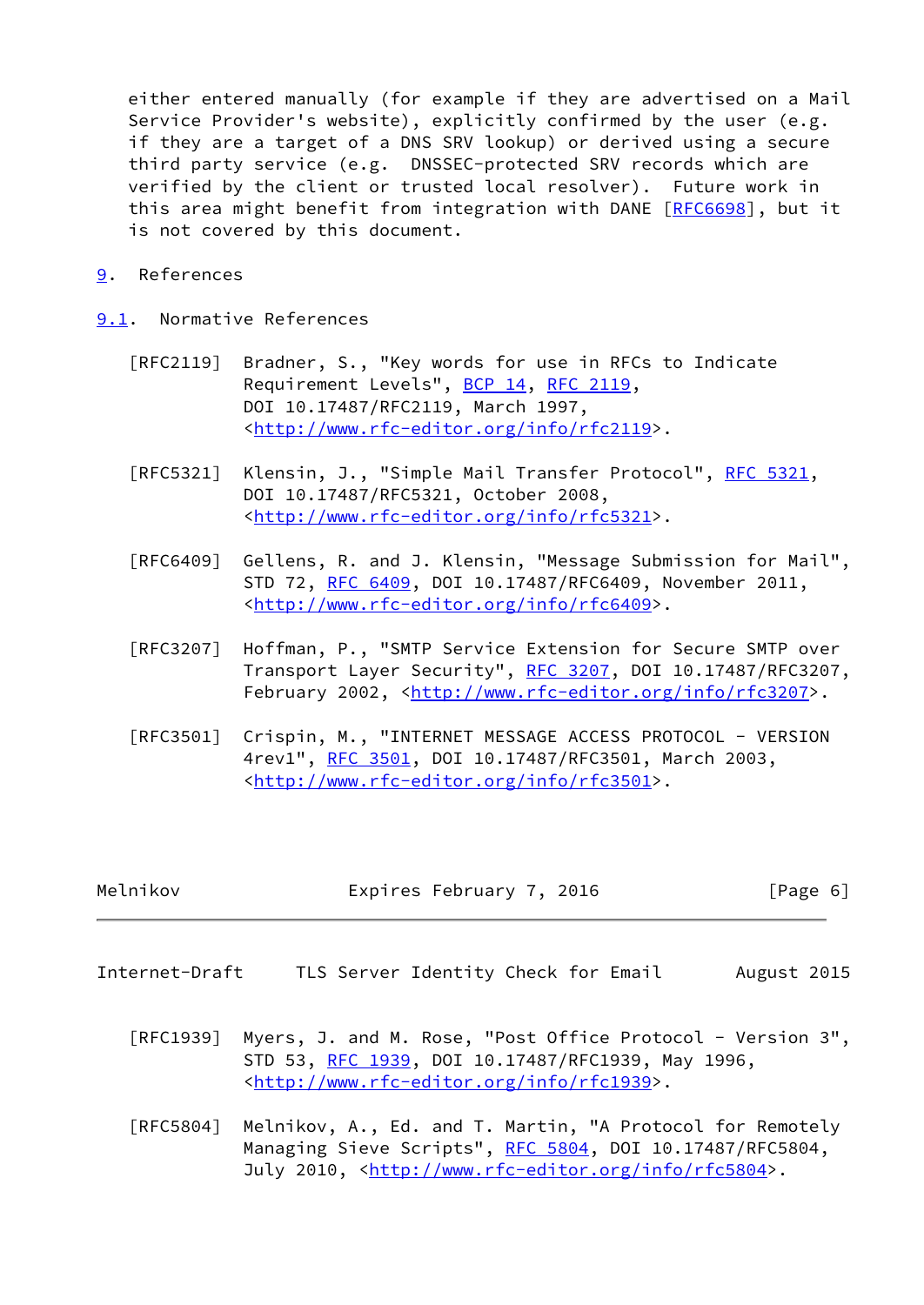either entered manually (for example if they are advertised on a Mail Service Provider's website), explicitly confirmed by the user (e.g. if they are a target of a DNS SRV lookup) or derived using a secure third party service (e.g. DNSSEC-protected SRV records which are verified by the client or trusted local resolver). Future work in this area might benefit from integration with DANE [RFC6698], but it is not covered by this document.

# 9. References

## 9.1. Normative References

[RFC2119] Bradner, S., "Key words for use in RFCs to Indicate Requirement Levels", BCP 14, RFC 2119, DOI 10.17487/RFC2119, March 1997, <http://www.rfc-editor.org/info/rfc2119>.

[RFC5321] Klensin, J., "Simple Mail Transfer Protocol", RFC 5321, DOI 10.17487/RFC5321, October 2008, <http://www.rfc-editor.org/info/rfc5321>.

[RFC6409] Gellens, R. and J. Klensin, "Message Submission for Mail", STD 72, RFC 6409, DOI 10.17487/RFC6409, November 2011, <http://www.rfc-editor.org/info/rfc6409>.

[RFC3207] Hoffman, P., "SMTP Service Extension for Secure SMTP over Transport Layer Security", RFC 3207, DOI 10.17487/RFC3207, February 2002, <http://www.rfc-editor.org/info/rfc3207>.

[RFC3501] Crispin, M., "INTERNET MESSAGE ACCESS PROTOCOL - VERSION 4rev1", RFC 3501, DOI 10.17487/RFC3501, March 2003, <http://www.rfc-editor.org/info/rfc3501>.

[RFC1939] Myers, J. and M. Rose, "Post Office Protocol - Version 3", STD 53, RFC 1939, DOI 10.17487/RFC1939, May 1996, <http://www.rfc-editor.org/info/rfc1939>.

[RFC5804] Melnikov, A., Ed. and T. Martin, "A Protocol for Remotely Managing Sieve Scripts", RFC 5804, DOI 10.17487/RFC5804, July 2010, <http://www.rfc-editor.org/info/rfc5804>.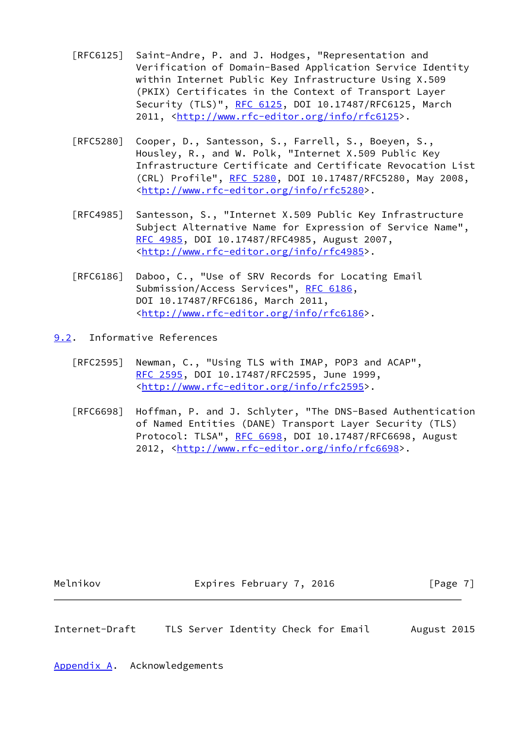[RFC6125] Saint-Andre, P. and J. Hodges, "Representation and Verification of Domain-Based Application Service Identity within Internet Public Key Infrastructure Using X.509 (PKIX) Certificates in the Context of Transport Layer Security (TLS)", RFC 6125, DOI 10.17487/RFC6125, March 2011, <http://www.rfc-editor.org/info/rfc6125>.

[RFC5280] Cooper, D., Santesson, S., Farrell, S., Boeyen, S., Housley, R., and W. Polk, "Internet X.509 Public Key Infrastructure Certificate and Certificate Revocation List (CRL) Profile", RFC 5280, DOI 10.17487/RFC5280, May 2008, <http://www.rfc-editor.org/info/rfc5280>.

[RFC4985] Santesson, S., "Internet X.509 Public Key Infrastructure Subject Alternative Name for Expression of Service Name", RFC 4985, DOI 10.17487/RFC4985, August 2007, <http://www.rfc-editor.org/info/rfc4985>.

[RFC6186] Daboo, C., "Use of SRV Records for Locating Email Submission/Access Services", RFC 6186, DOI 10.17487/RFC6186, March 2011, <http://www.rfc-editor.org/info/rfc6186>.

## 9.2. Informative References

[RFC2595] Newman, C., "Using TLS with IMAP, POP3 and ACAP", RFC 2595, DOI 10.17487/RFC2595, June 1999, <http://www.rfc-editor.org/info/rfc2595>.

[RFC6698] Hoffman, P. and J. Schlyter, "The DNS-Based Authentication of Named Entities (DANE) Transport Layer Security (TLS) Protocol: TLSA", RFC 6698, DOI 10.17487/RFC6698, August 2012, <http://www.rfc-editor.org/info/rfc6698>.

# Appendix A. Acknowledgements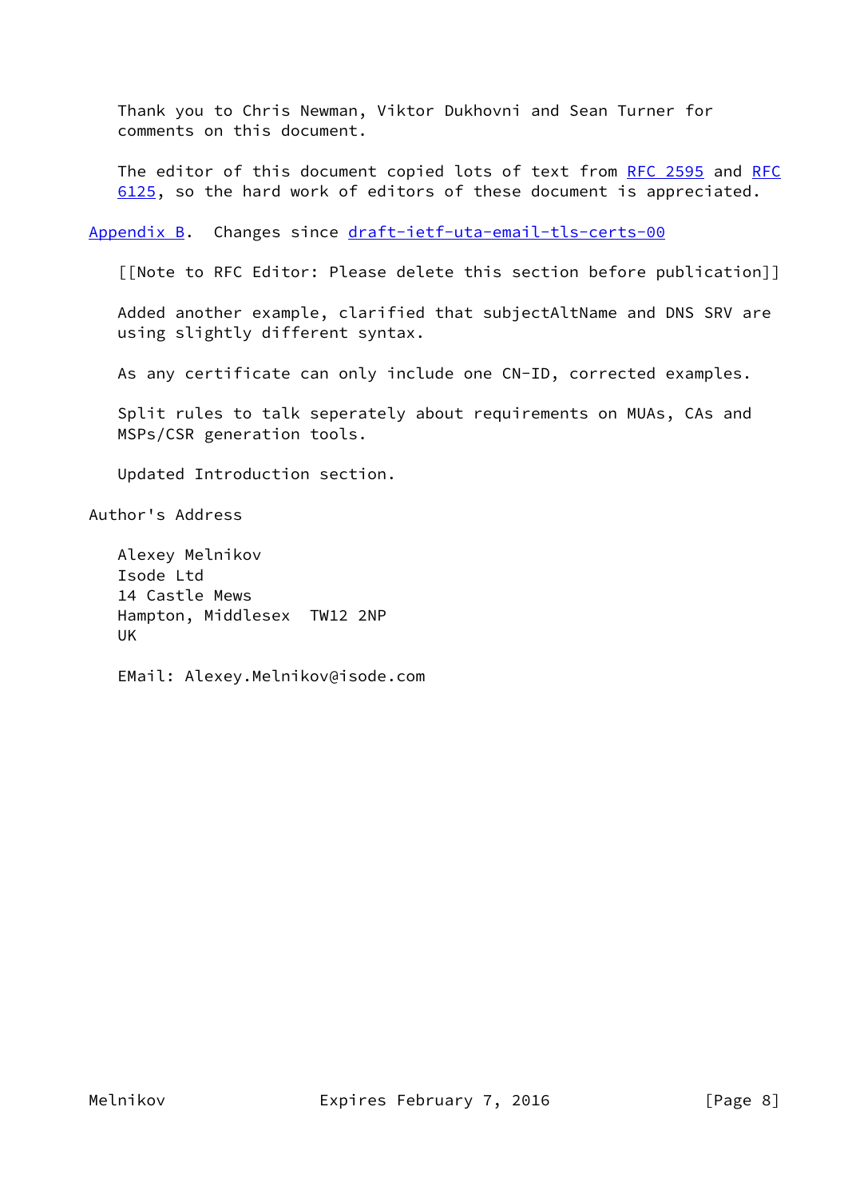Thank you to Chris Newman, Viktor Dukhovni and Sean Turner for comments on this document.

The editor of this document copied lots of text from RFC 2595 and RFC 6125, so the hard work of editors of these document is appreciated.

## Appendix B. Changes since draft-ietf-uta-email-tls-certs-00

[[Note to RFC Editor: Please delete this section before publication]]

Added another example, clarified that subjectAltName and DNS SRV are using slightly different syntax.

As any certificate can only include one CN-ID, corrected examples.

Split rules to talk seperately about requirements on MUAs, CAs and MSPs/CSR generation tools.

Updated Introduction section.

## Author's Address

Alexey Melnikov
Isode Ltd
14 Castle Mews
Hampton, Middlesex TW12 2NP
UK

EMail: Alexey.Melnikov@isode.com